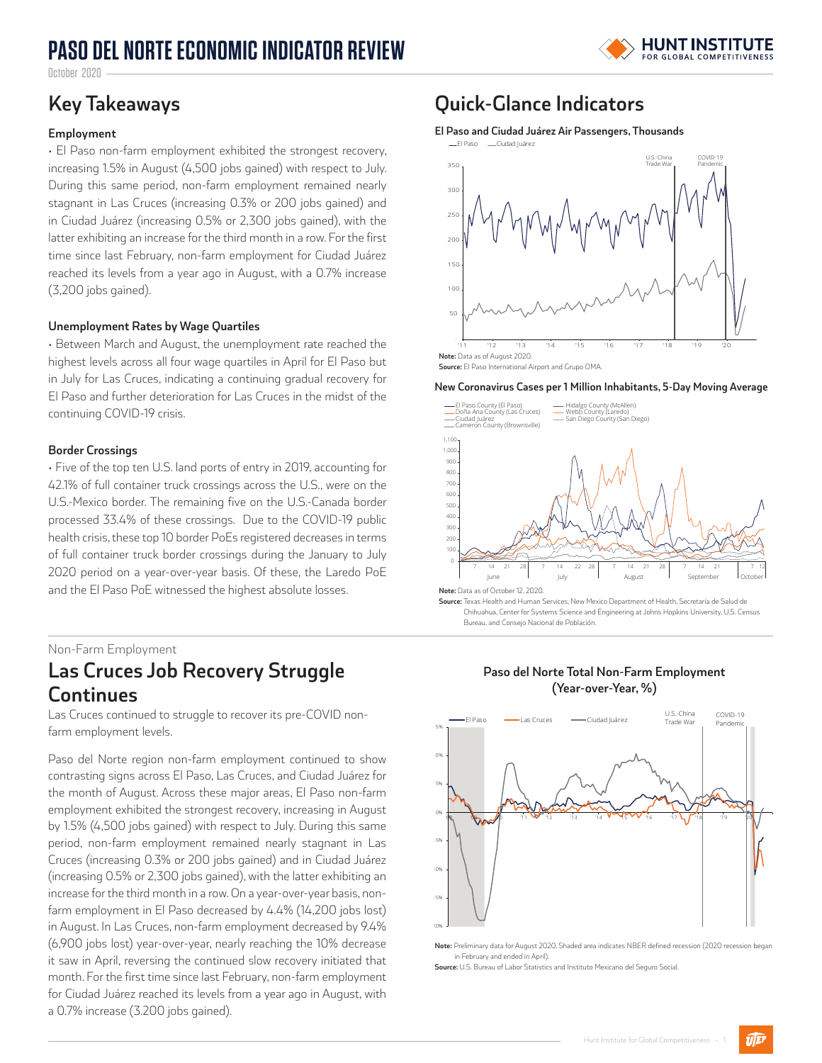# PASO DEL NORTE ECONOMIC INDICATOR REVIEW

October 2020

## Key Takeaways

### Employment

• El Paso non-farm employment exhibited the strongest recovery, increasing 1.5% in August (4,500 jobs gained) with respect to July. During this same period, non-farm employment remained nearly stagnant in Las Cruces (increasing 0.3% or 200 jobs gained) and in Ciudad Juárez (increasing 0.5% or 2,300 jobs gained), with the latter exhibiting an increase for the third month in a row. For the first time since last February, non-farm employment for Ciudad Juárez reached its levels from a year ago in August, with a 0.7% increase (3,200 jobs gained).

### Unemployment Rates by Wage Quartiles

• Between March and August, the unemployment rate reached the highest levels across all four wage quartiles in April for El Paso but in July for Las Cruces, indicating a continuing gradual recovery for El Paso and further deterioration for Las Cruces in the midst of the continuing COVID-19 crisis.

### Border Crossings

• Five of the top ten U.S. land ports of entry in 2019, accounting for 42.1% of full container truck crossings across the U.S., were on the U.S.-Mexico border. The remaining five on the U.S.-Canada border processed 33.4% of these crossings. Due to the COVID-19 public health crisis, these top 10 border PoEs registered decreases in terms of full container truck border crossings during the January to July 2020 period on a year-over-year basis. Of these, the Laredo PoE and the El Paso PoE witnessed the highest absolute losses.

## Quick-Glance Indicators

**El Paso and Ciudad Juárez Air Passengers, Thousands**

**Note:** Data as of August 2020.
**Source:** El Paso International Airport and Grupo OMA.

**New Coronavirus Cases per 1 Million Inhabitants, 5-Day Moving Average**

**Note:** Data as of October 12, 2020.
**Source:** Texas Health and Human Services, New Mexico Department of Health, Secretaría de Salud de Chihuahua, Center for Systems Science and Engineering at Johns Hopkins University, U.S. Census Bureau, and Consejo Nacional de Población.

Non-Farm Employment

## Las Cruces Job Recovery Struggle Continues

Las Cruces continued to struggle to recover its pre-COVID non-farm employment levels.

Paso del Norte region non-farm employment continued to show contrasting signs across El Paso, Las Cruces, and Ciudad Juárez for the month of August. Across these major areas, El Paso non-farm employment exhibited the strongest recovery, increasing in August by 1.5% (4,500 jobs gained) with respect to July. During this same period, non-farm employment remained nearly stagnant in Las Cruces (increasing 0.3% or 200 jobs gained) and in Ciudad Juárez (increasing 0.5% or 2,300 jobs gained), with the latter exhibiting an increase for the third month in a row. On a year-over-year basis, non-farm employment in El Paso decreased by 4.4% (14,200 jobs lost) in August. In Las Cruces, non-farm employment decreased by 9.4% (6,900 jobs lost) year-over-year, nearly reaching the 10% decrease it saw in April, reversing the continued slow recovery initiated that month. For the first time since last February, non-farm employment for Ciudad Juárez reached its levels from a year ago in August, with a 0.7% increase (3.200 jobs gained).

**Paso del Norte Total Non-Farm Employment (Year-over-Year, %)**

**Note:** Preliminary data for August 2020. Shaded area indicates NBER defined recession (2020 recession began in February and ended in April).
**Source:** U.S. Bureau of Labor Statistics and Instituto Mexicano del Seguro Social.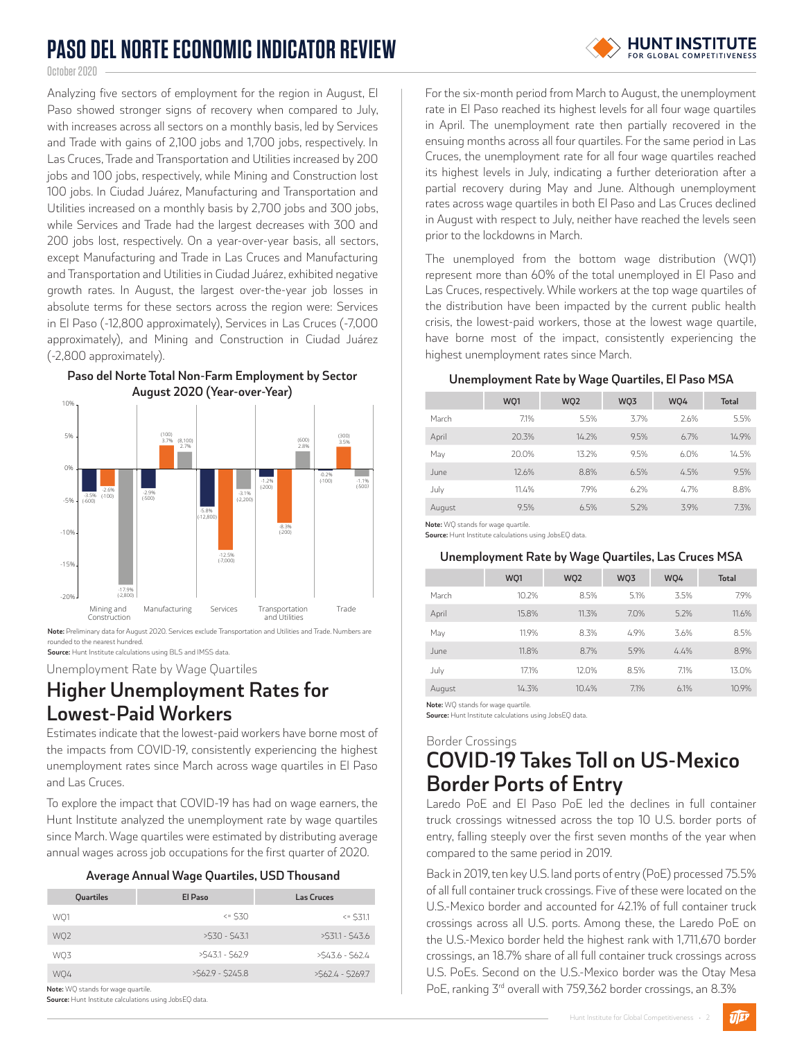# PASO DEL NORTE ECONOMIC INDICATOR REVIEW

October 2020

Analyzing five sectors of employment for the region in August, El Paso showed stronger signs of recovery when compared to July, with increases across all sectors on a monthly basis, led by Services and Trade with gains of 2,100 jobs and 1,700 jobs, respectively. In Las Cruces, Trade and Transportation and Utilities increased by 200 jobs and 100 jobs, respectively, while Mining and Construction lost 100 jobs. In Ciudad Juárez, Manufacturing and Transportation and Utilities increased on a monthly basis by 2,700 jobs and 300 jobs, while Services and Trade had the largest decreases with 300 and 200 jobs lost, respectively. On a year-over-year basis, all sectors, except Manufacturing and Trade in Las Cruces and Manufacturing and Transportation and Utilities in Ciudad Juárez, exhibited negative growth rates. In August, the largest over-the-year job losses in absolute terms for these sectors across the region were: Services in El Paso (-12,800 approximately), Services in Las Cruces (-7,000 approximately), and Mining and Construction in Ciudad Juárez (-2,800 approximately).

**Paso del Norte Total Non-Farm Employment by Sector August 2020 (Year-over-Year)**

| Sector | Bar 1 | Bar 2 | Bar 3 |
|---|---|---|---|
| Mining and Construction | -3.5% (-600) | -2.6% (-100) | -17.9% (-2,800) |
| Manufacturing | -2.9% (-500) | 3.7% (100) | 2.7% (8,100) |
| Services | -5.8% (-12,800) | -12.5% (-7,000) | -3.1% (-2,200) |
| Transportation and Utilities | -1.2% (-200) | -8.3% (-200) | 2.8% (600) |
| Trade | -0.2% (-100) | 3.5% (300) | -1.1% (-500) |

**Note:** Preliminary data for August 2020. Services exclude Transportation and Utilities and Trade. Numbers are rounded to the nearest hundred.
**Source:** Hunt Institute calculations using BLS and IMSS data.

Unemployment Rate by Wage Quartiles

## Higher Unemployment Rates for Lowest-Paid Workers

Estimates indicate that the lowest-paid workers have borne most of the impacts from COVID-19, consistently experiencing the highest unemployment rates since March across wage quartiles in El Paso and Las Cruces.

To explore the impact that COVID-19 has had on wage earners, the Hunt Institute analyzed the unemployment rate by wage quartiles since March. Wage quartiles were estimated by distributing average annual wages across job occupations for the first quarter of 2020.

**Average Annual Wage Quartiles, USD Thousand**

| Quartiles | El Paso | Las Cruces |
|---|---|---|
| WQ1 | <= $30 | <= $31.1 |
| WQ2 | >$30 - $43.1 | >$31.1 - $43.6 |
| WQ3 | >$43.1 - $62.9 | >$43.6 - $62.4 |
| WQ4 | >$62.9 - $245.8 | >$62.4 - $269.7 |

**Note:** WQ stands for wage quartile.
**Source:** Hunt Institute calculations using JobsEQ data.

For the six-month period from March to August, the unemployment rate in El Paso reached its highest levels for all four wage quartiles in April. The unemployment rate then partially recovered in the ensuing months across all four quartiles. For the same period in Las Cruces, the unemployment rate for all four wage quartiles reached its highest levels in July, indicating a further deterioration after a partial recovery during May and June. Although unemployment rates across wage quartiles in both El Paso and Las Cruces declined in August with respect to July, neither have reached the levels seen prior to the lockdowns in March.

The unemployed from the bottom wage distribution (WQ1) represent more than 60% of the total unemployed in El Paso and Las Cruces, respectively. While workers at the top wage quartiles of the distribution have been impacted by the current public health crisis, the lowest-paid workers, those at the lowest wage quartile, have borne most of the impact, consistently experiencing the highest unemployment rates since March.

**Unemployment Rate by Wage Quartiles, El Paso MSA**

| | WQ1 | WQ2 | WQ3 | WQ4 | Total |
|---|---|---|---|---|---|
| March | 7.1% | 5.5% | 3.7% | 2.6% | 5.5% |
| April | 20.3% | 14.2% | 9.5% | 6.7% | 14.9% |
| May | 20.0% | 13.2% | 9.5% | 6.0% | 14.5% |
| June | 12.6% | 8.8% | 6.5% | 4.5% | 9.5% |
| July | 11.4% | 7.9% | 6.2% | 4.7% | 8.8% |
| August | 9.5% | 6.5% | 5.2% | 3.9% | 7.3% |

**Note:** WQ stands for wage quartile.
**Source:** Hunt Institute calculations using JobsEQ data.

**Unemployment Rate by Wage Quartiles, Las Cruces MSA**

| | WQ1 | WQ2 | WQ3 | WQ4 | Total |
|---|---|---|---|---|---|
| March | 10.2% | 8.5% | 5.1% | 3.5% | 7.9% |
| April | 15.8% | 11.3% | 7.0% | 5.2% | 11.6% |
| May | 11.9% | 8.3% | 4.9% | 3.6% | 8.5% |
| June | 11.8% | 8.7% | 5.9% | 4.4% | 8.9% |
| July | 17.1% | 12.0% | 8.5% | 7.1% | 13.0% |
| August | 14.3% | 10.4% | 7.1% | 6.1% | 10.9% |

**Note:** WQ stands for wage quartile.
**Source:** Hunt Institute calculations using JobsEQ data.

Border Crossings

## COVID-19 Takes Toll on US-Mexico Border Ports of Entry

Laredo PoE and El Paso PoE led the declines in full container truck crossings witnessed across the top 10 U.S. border ports of entry, falling steeply over the first seven months of the year when compared to the same period in 2019.

Back in 2019, ten key U.S. land ports of entry (PoE) processed 75.5% of all full container truck crossings. Five of these were located on the U.S.-Mexico border and accounted for 42.1% of full container truck crossings across all U.S. ports. Among these, the Laredo PoE on the U.S.-Mexico border held the highest rank with 1,711,670 border crossings, an 18.7% share of all full container truck crossings across U.S. PoEs. Second on the U.S.-Mexico border was the Otay Mesa PoE, ranking 3rd overall with 759,362 border crossings, an 8.3%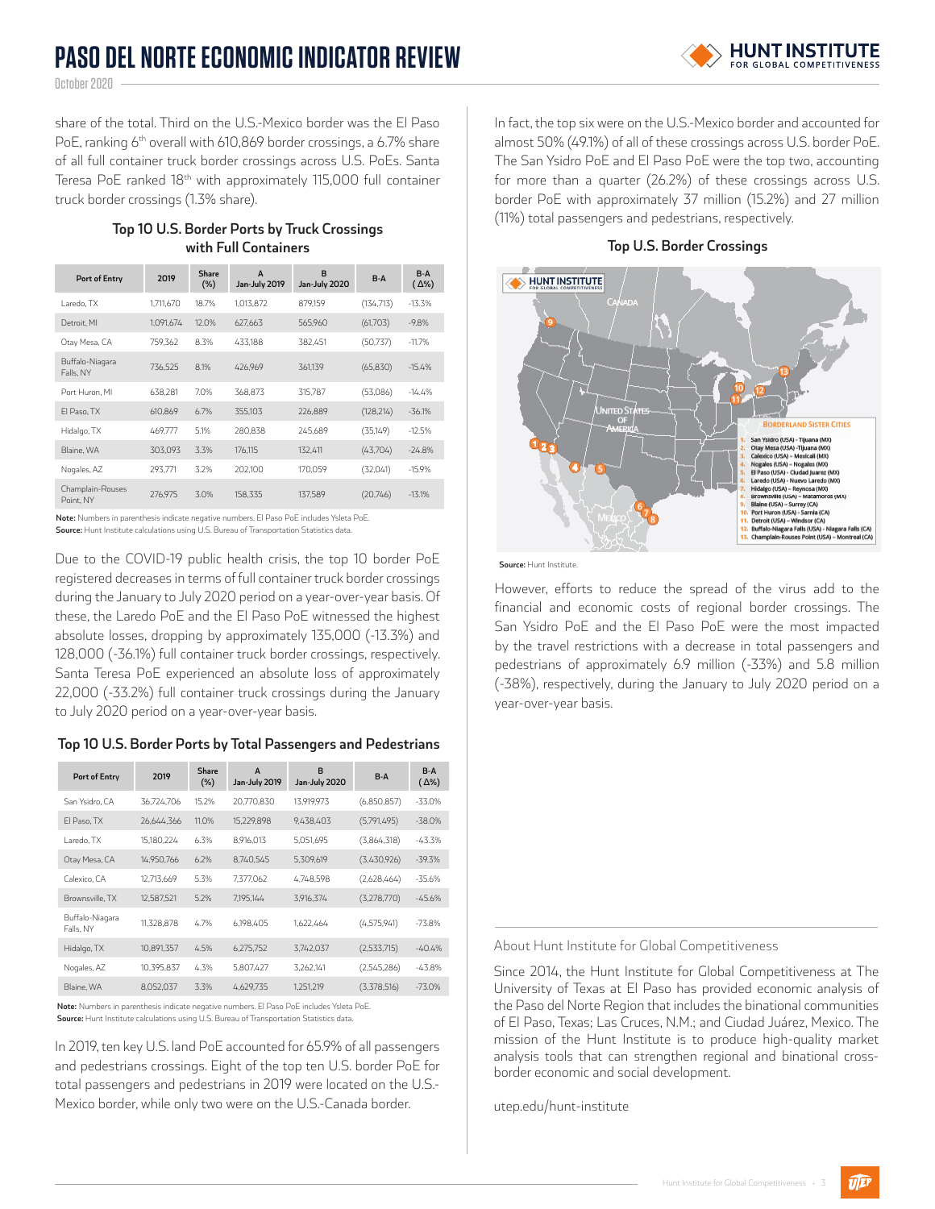share of the total. Third on the U.S.-Mexico border was the El Paso PoE, ranking 6th overall with 610,869 border crossings, a 6.7% share of all full container truck border crossings across U.S. PoEs. Santa Teresa PoE ranked 18th with approximately 115,000 full container truck border crossings (1.3% share).

### Top 10 U.S. Border Ports by Truck Crossings with Full Containers

| Port of Entry | 2019 | Share (%) | A Jan-July 2019 | B Jan-July 2020 | B-A | B-A (Δ%) |
|---|---|---|---|---|---|---|
| Laredo, TX | 1,711,670 | 18.7% | 1,013,872 | 879,159 | (134,713) | -13.3% |
| Detroit, MI | 1,091,674 | 12.0% | 627,663 | 565,960 | (61,703) | -9.8% |
| Otay Mesa, CA | 759,362 | 8.3% | 433,188 | 382,451 | (50,737) | -11.7% |
| Buffalo-Niagara Falls, NY | 736,525 | 8.1% | 426,969 | 361,139 | (65,830) | -15.4% |
| Port Huron, MI | 638,281 | 7.0% | 368,873 | 315,787 | (53,086) | -14.4% |
| El Paso, TX | 610,869 | 6.7% | 355,103 | 226,889 | (128,214) | -36.1% |
| Hidalgo, TX | 469,777 | 5.1% | 280,838 | 245,689 | (35,149) | -12.5% |
| Blaine, WA | 303,093 | 3.3% | 176,115 | 132,411 | (43,704) | -24.8% |
| Nogales, AZ | 293,771 | 3.2% | 202,100 | 170,059 | (32,041) | -15.9% |
| Champlain-Rouses Point, NY | 276,975 | 3.0% | 158,335 | 137,589 | (20,746) | -13.1% |

**Note:** Numbers in parenthesis indicate negative numbers. El Paso PoE includes Ysleta PoE.
**Source:** Hunt Institute calculations using U.S. Bureau of Transportation Statistics data.

Due to the COVID-19 public health crisis, the top 10 border PoE registered decreases in terms of full container truck border crossings during the January to July 2020 period on a year-over-year basis. Of these, the Laredo PoE and the El Paso PoE witnessed the highest absolute losses, dropping by approximately 135,000 (-13.3%) and 128,000 (-36.1%) full container truck border crossings, respectively. Santa Teresa PoE experienced an absolute loss of approximately 22,000 (-33.2%) full container truck crossings during the January to July 2020 period on a year-over-year basis.

### Top 10 U.S. Border Ports by Total Passengers and Pedestrians

| Port of Entry | 2019 | Share (%) | A Jan-July 2019 | B Jan-July 2020 | B-A | B-A (Δ%) |
|---|---|---|---|---|---|---|
| San Ysidro, CA | 36,724,706 | 15.2% | 20,770,830 | 13,919,973 | (6,850,857) | -33.0% |
| El Paso, TX | 26,644,366 | 11.0% | 15,229,898 | 9,438,403 | (5,791,495) | -38.0% |
| Laredo, TX | 15,180,224 | 6.3% | 8,916,013 | 5,051,695 | (3,864,318) | -43.3% |
| Otay Mesa, CA | 14,950,766 | 6.2% | 8,740,545 | 5,309,619 | (3,430,926) | -39.3% |
| Calexico, CA | 12,713,669 | 5.3% | 7,377,062 | 4,748,598 | (2,628,464) | -35.6% |
| Brownsville, TX | 12,587,521 | 5.2% | 7,195,144 | 3,916,374 | (3,278,770) | -45.6% |
| Buffalo-Niagara Falls, NY | 11,328,878 | 4.7% | 6,198,405 | 1,622,464 | (4,575,941) | -73.8% |
| Hidalgo, TX | 10,891,357 | 4.5% | 6,275,752 | 3,742,037 | (2,533,715) | -40.4% |
| Nogales, AZ | 10,395,837 | 4.3% | 5,807,427 | 3,262,141 | (2,545,286) | -43.8% |
| Blaine, WA | 8,052,037 | 3.3% | 4,629,735 | 1,251,219 | (3,378,516) | -73.0% |

**Note:** Numbers in parenthesis indicate negative numbers. El Paso PoE includes Ysleta PoE.
**Source:** Hunt Institute calculations using U.S. Bureau of Transportation Statistics data.

In 2019, ten key U.S. land PoE accounted for 65.9% of all passengers and pedestrians crossings. Eight of the top ten U.S. border PoE for total passengers and pedestrians in 2019 were located on the U.S.-Mexico border, while only two were on the U.S.-Canada border.

In fact, the top six were on the U.S.-Mexico border and accounted for almost 50% (49.1%) of all of these crossings across U.S. border PoE. The San Ysidro PoE and El Paso PoE were the top two, accounting for more than a quarter (26.2%) of these crossings across U.S. border PoE with approximately 37 million (15.2%) and 27 million (11%) total passengers and pedestrians, respectively.

### Top U.S. Border Crossings

HUNT INSTITUTE FOR GLOBAL COMPETITIVENESS

CANADA

UNITED STATES OF AMERICA

MEXICO

BORDERLAND SISTER CITIES

1. San Ysidro (USA) - Tijuana (MX)
2. Otay Mesa (USA) -Tijuana (MX)
3. Calexico (USA) - Mexicali (MX)
4. Nogales (USA) - Nogales (MX)
5. El Paso (USA) - Ciudad Juarez (MX)
6. Laredo (USA) - Nuevo Laredo (MX)
7. Hidalgo (USA) - Reynosa (MX)
8. Brownsville (USA) - Matamoros (MX)
9. Blaine (USA) - Surrey (CA)
10. Port Huron (USA) - Sarnia (CA)
11. Detroit (USA) - Windsor (CA)
12. Buffalo-Niagara Falls (USA) - Niagara Falls (CA)
13. Champlain-Rouses Point (USA) - Montreal (CA)

**Source:** Hunt Institute.

However, efforts to reduce the spread of the virus add to the financial and economic costs of regional border crossings. The San Ysidro PoE and the El Paso PoE were the most impacted by the travel restrictions with a decrease in total passengers and pedestrians of approximately 6.9 million (-33%) and 5.8 million (-38%), respectively, during the January to July 2020 period on a year-over-year basis.

## About Hunt Institute for Global Competitiveness

Since 2014, the Hunt Institute for Global Competitiveness at The University of Texas at El Paso has provided economic analysis of the Paso del Norte Region that includes the binational communities of El Paso, Texas; Las Cruces, N.M.; and Ciudad Juárez, Mexico. The mission of the Hunt Institute is to produce high-quality market analysis tools that can strengthen regional and binational cross-border economic and social development.

utep.edu/hunt-institute